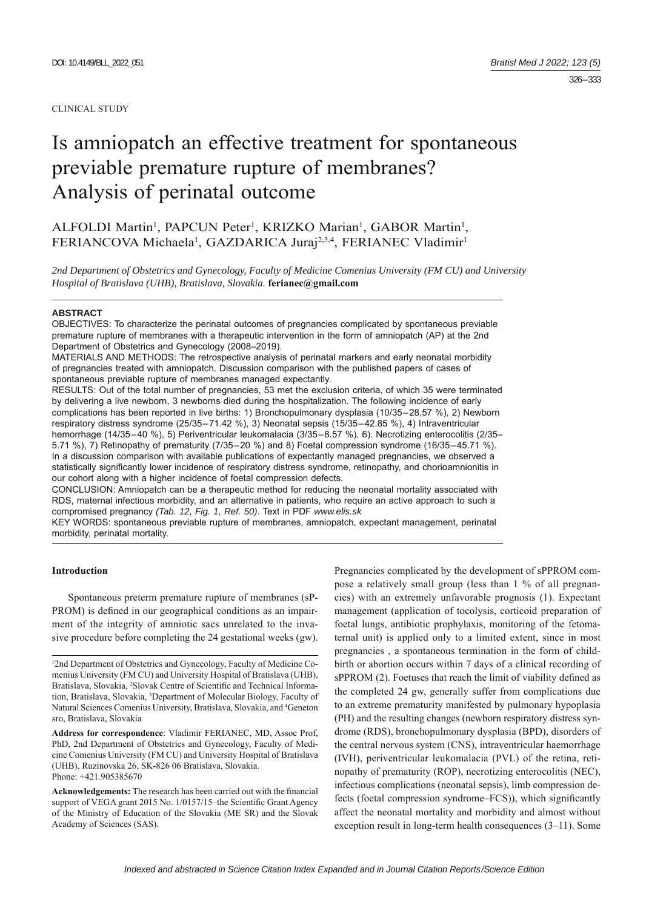CLINICAL STUDY

# Is amniopatch an effective treatment for spontaneous previable premature rupture of membranes? Analysis of perinatal outcome

ALFOLDI Martin[1], PAPCUN Peter[1], KRIZKO Marian[1], GABOR Martin[1], FERIANCOVA Michaela[1], GAZDARICA Juraj[2,3,4], FERIANEC Vladimir[1]

*2nd Department of Obstetrics and Gynecology, Faculty of Medicine Comenius University (FM CU) and University Hospital of Bratislava (UHB), Bratislava, Slovakia.* **ferianec@gmail.com**

### ABSTRACT

OBJECTIVES: To characterize the perinatal outcomes of pregnancies complicated by spontaneous previable premature rupture of membranes with a therapeutic intervention in the form of amniopatch (AP) at the 2nd Department of Obstetrics and Gynecology (2008–2019).

MATERIALS AND METHODS: The retrospective analysis of perinatal markers and early neonatal morbidity of pregnancies treated with amniopatch. Discussion comparison with the published papers of cases of spontaneous previable rupture of membranes managed expectantly.

RESULTS: Out of the total number of pregnancies, 53 met the exclusion criteria, of which 35 were terminated by delivering a live newborn, 3 newborns died during the hospitalization. The following incidence of early complications has been reported in live births: 1) Bronchopulmonary dysplasia (10/35 – 28.57 %), 2) Newborn respiratory distress syndrome (25/35 – 71.42 %), 3) Neonatal sepsis (15/35 – 42.85 %), 4) Intraventricular hemorrhage (14/35 – 40 %), 5) Periventricular leukomalacia (3/35 – 8.57 %), 6). Necrotizing enterocolitis (2/35 – 5.71 %), 7) Retinopathy of prematurity (7/35 – 20 %) and 8) Foetal compression syndrome (16/35 – 45.71 %). In a discussion comparison with available publications of expectantly managed pregnancies, we observed a statistically significantly lower incidence of respiratory distress syndrome, retinopathy, and chorioamnionitis in our cohort along with a higher incidence of foetal compression defects.

CONCLUSION: Amniopatch can be a therapeutic method for reducing the neonatal mortality associated with RDS, maternal infectious morbidity, and an alternative in patients, who require an active approach to such a compromised pregnancy *(Tab. 12, Fig. 1, Ref. 50)*. Text in PDF *www.elis.sk*

KEY WORDS: spontaneous previable rupture of membranes, amniopatch, expectant management, perinatal morbidity, perinatal mortality.

---

## Introduction

Spontaneous preterm premature rupture of membranes (sPPROM) is defined in our geographical conditions as an impairment of the integrity of amniotic sacs unrelated to the invasive procedure before completing the 24 gestational weeks (gw). Pregnancies complicated by the development of sPPROM compose a relatively small group (less than 1 % of all pregnancies) with an extremely unfavorable prognosis (1). Expectant management (application of tocolysis, corticoid preparation of foetal lungs, antibiotic prophylaxis, monitoring of the fetomaternal unit) is applied only to a limited extent, since in most pregnancies , a spontaneous termination in the form of childbirth or abortion occurs within 7 days of a clinical recording of sPPROM (2). Foetuses that reach the limit of viability defined as the completed 24 gw, generally suffer from complications due to an extreme prematurity manifested by pulmonary hypoplasia (PH) and the resulting changes (newborn respiratory distress syndrome (RDS), bronchopulmonary dysplasia (BPD), disorders of the central nervous system (CNS), intraventricular haemorrhage (IVH), periventricular leukomalacia (PVL) of the retina, retinopathy of prematurity (ROP), necrotizing enterocolitis (NEC), infectious complications (neonatal sepsis), limb compression defects (foetal compression syndrome–FCS)), which significantly affect the neonatal mortality and morbidity and almost without exception result in long-term health consequences (3–11). Some

---

[1]2nd Department of Obstetrics and Gynecology, Faculty of Medicine Comenius University (FM CU) and University Hospital of Bratislava (UHB), Bratislava, Slovakia, [2]Slovak Centre of Scientific and Technical Information, Bratislava, Slovakia, [3]Department of Molecular Biology, Faculty of Natural Sciences Comenius University, Bratislava, Slovakia, and [4]Geneton sro, Bratislava, Slovakia

**Address for correspondence**: Vladimir FERIANEC, MD, Assoc Prof, PhD, 2nd Department of Obstetrics and Gynecology, Faculty of Medicine Comenius University (FM CU) and University Hospital of Bratislava (UHB), Ruzinovska 26, SK-826 06 Bratislava, Slovakia.
Phone: +421.905385670

**Acknowledgements:** The research has been carried out with the financial support of VEGA grant 2015 No. 1/0157/15–the Scientific Grant Agency of the Ministry of Education of the Slovakia (ME SR) and the Slovak Academy of Sciences (SAS).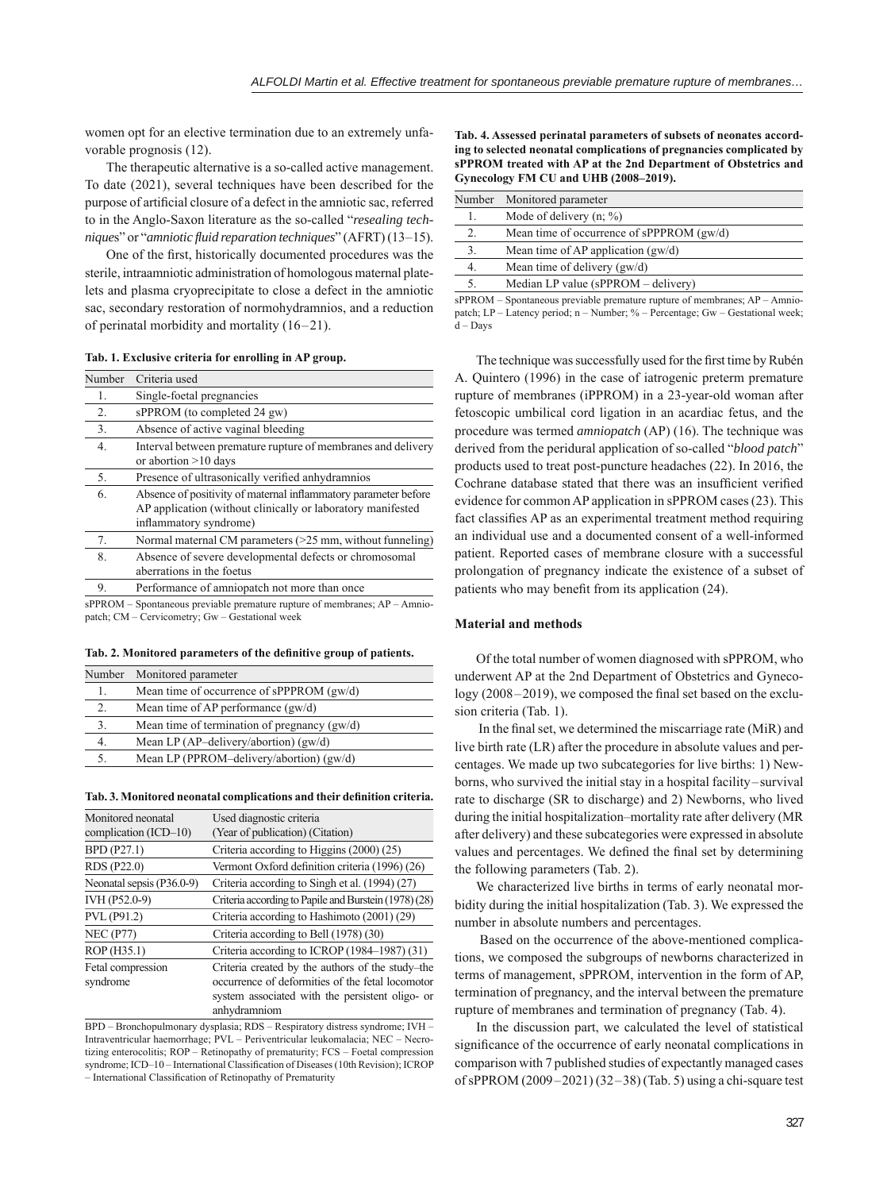women opt for an elective termination due to an extremely unfavorable prognosis (12).

The therapeutic alternative is a so-called active management. To date (2021), several techniques have been described for the purpose of artificial closure of a defect in the amniotic sac, referred to in the Anglo-Saxon literature as the so-called "*resealing techniques*" or "*amniotic fluid reparation techniques*" (AFRT) (13–15).

One of the first, historically documented procedures was the sterile, intraamniotic administration of homologous maternal platelets and plasma cryoprecipitate to close a defect in the amniotic sac, secondary restoration of normohydramnios, and a reduction of perinatal morbidity and mortality (16–21).

**Tab. 1. Exclusive criteria for enrolling in AP group.**

| Number | Criteria used |
|---|---|
| 1. | Single-foetal pregnancies |
| 2. | sPPROM (to completed 24 gw) |
| 3. | Absence of active vaginal bleeding |
| 4. | Interval between premature rupture of membranes and delivery or abortion >10 days |
| 5. | Presence of ultrasonically verified anhydramnios |
| 6. | Absence of positivity of maternal inflammatory parameter before AP application (without clinically or laboratory manifested inflammatory syndrome) |
| 7. | Normal maternal CM parameters (>25 mm, without funneling) |
| 8. | Absence of severe developmental defects or chromosomal aberrations in the foetus |
| 9. | Performance of amniopatch not more than once |

sPPROM – Spontaneous previable premature rupture of membranes; AP – Amniopatch; CM – Cervicometry; Gw – Gestational week

**Tab. 2. Monitored parameters of the definitive group of patients.**

| Number | Monitored parameter |
|---|---|
| 1. | Mean time of occurrence of sPPPROM (gw/d) |
| 2. | Mean time of AP performance (gw/d) |
| 3. | Mean time of termination of pregnancy (gw/d) |
| 4. | Mean LP (AP–delivery/abortion) (gw/d) |
| 5. | Mean LP (PPROM–delivery/abortion) (gw/d) |

**Tab. 3. Monitored neonatal complications and their definition criteria.**

| Monitored neonatal complication (ICD–10) | Used diagnostic criteria (Year of publication) (Citation) |
|---|---|
| BPD (P27.1) | Criteria according to Higgins (2000) (25) |
| RDS (P22.0) | Vermont Oxford definition criteria (1996) (26) |
| Neonatal sepsis (P36.0-9) | Criteria according to Singh et al. (1994) (27) |
| IVH (P52.0-9) | Criteria according to Papile and Burstein (1978) (28) |
| PVL (P91.2) | Criteria according to Hashimoto (2001) (29) |
| NEC (P77) | Criteria according to Bell (1978) (30) |
| ROP (H35.1) | Criteria according to ICROP (1984–1987) (31) |
| Fetal compression syndrome | Criteria created by the authors of the study–the occurrence of deformities of the fetal locomotor system associated with the persistent oligo- or anhydramniom |

BPD – Bronchopulmonary dysplasia; RDS – Respiratory distress syndrome; IVH – Intraventricular haemorrhage; PVL – Periventricular leukomalacia; NEC – Necrotizing enterocolitis; ROP – Retinopathy of prematurity; FCS – Foetal compression syndrome; ICD–10 – International Classification of Diseases (10th Revision); ICROP – International Classification of Retinopathy of Prematurity

**Tab. 4. Assessed perinatal parameters of subsets of neonates according to selected neonatal complications of pregnancies complicated by sPPROM treated with AP at the 2nd Department of Obstetrics and Gynecology FM CU and UHB (2008–2019).**

| Number | Monitored parameter |
|---|---|
| 1. | Mode of delivery (n; %) |
| 2. | Mean time of occurrence of sPPPROM (gw/d) |
| 3. | Mean time of AP application (gw/d) |
| 4. | Mean time of delivery (gw/d) |
| 5. | Median LP value (sPPROM – delivery) |

sPPROM – Spontaneous previable premature rupture of membranes; AP – Amniopatch; LP – Latency period; n – Number; % – Percentage; Gw – Gestational week; d – Days

The technique was successfully used for the first time by Rubén A. Quintero (1996) in the case of iatrogenic preterm premature rupture of membranes (iPPROM) in a 23-year-old woman after fetoscopic umbilical cord ligation in an acardiac fetus, and the procedure was termed *amniopatch* (AP) (16). The technique was derived from the peridural application of so-called "*blood patch*" products used to treat post-puncture headaches (22). In 2016, the Cochrane database stated that there was an insufficient verified evidence for common AP application in sPPROM cases (23). This fact classifies AP as an experimental treatment method requiring an individual use and a documented consent of a well-informed patient. Reported cases of membrane closure with a successful prolongation of pregnancy indicate the existence of a subset of patients who may benefit from its application (24).

## Material and methods

Of the total number of women diagnosed with sPPROM, who underwent AP at the 2nd Department of Obstetrics and Gynecology (2008–2019), we composed the final set based on the exclusion criteria (Tab. 1).

In the final set, we determined the miscarriage rate (MiR) and live birth rate (LR) after the procedure in absolute values and percentages. We made up two subcategories for live births: 1) Newborns, who survived the initial stay in a hospital facility – survival rate to discharge (SR to discharge) and 2) Newborns, who lived during the initial hospitalization–mortality rate after delivery (MR after delivery) and these subcategories were expressed in absolute values and percentages. We defined the final set by determining the following parameters (Tab. 2).

We characterized live births in terms of early neonatal morbidity during the initial hospitalization (Tab. 3). We expressed the number in absolute numbers and percentages.

Based on the occurrence of the above-mentioned complications, we composed the subgroups of newborns characterized in terms of management, sPPROM, intervention in the form of AP, termination of pregnancy, and the interval between the premature rupture of membranes and termination of pregnancy (Tab. 4).

In the discussion part, we calculated the level of statistical significance of the occurrence of early neonatal complications in comparison with 7 published studies of expectantly managed cases of sPPROM (2009–2021) (32–38) (Tab. 5) using a chi-square test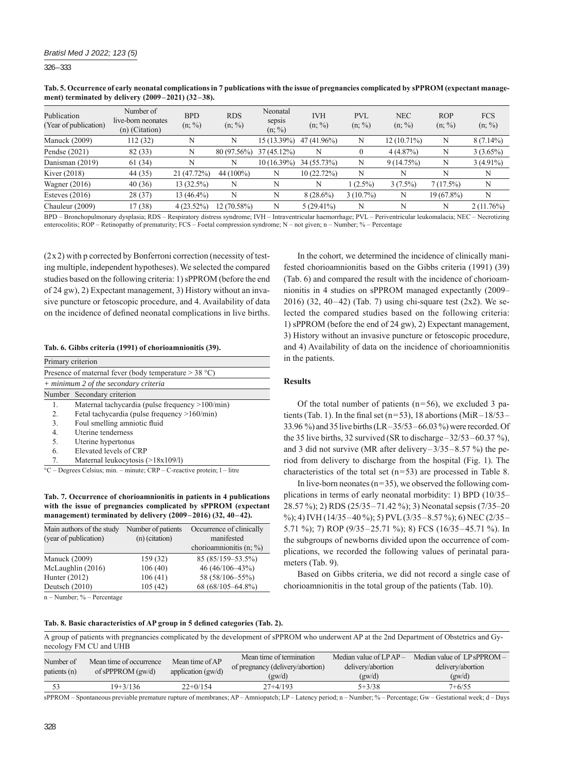**Tab. 5. Occurrence of early neonatal complications in 7 publications with the issue of pregnancies complicated by sPPROM (expectant management) terminated by delivery (2009–2021) (32–38).**

| Publication (Year of publication) | Number of live-born neonates (n) (Citation) | BPD (n; %) | RDS (n; %) | Neonatal sepsis (n; %) | IVH (n; %) | PVL (n; %) | NEC (n; %) | ROP (n; %) | FCS (n; %) |
|---|---|---|---|---|---|---|---|---|---|
| Manuck (2009) | 112 (32) | N | N | 15 (13.39%) | 47 (41.96%) | N | 12 (10.71%) | N | 8 (7.14%) |
| Pendse (2021) | 82 (33) | N | 80 (97.56%) | 37 (45.12%) | N | 0 | 4 (4.87%) | N | 3 (3.65%) |
| Danisman (2019) | 61 (34) | N | N | 10 (16.39%) | 34 (55.73%) | N | 9 (14.75%) | N | 3 (4.91%) |
| Kiver (2018) | 44 (35) | 21 (47.72%) | 44 (100%) | N | 10 (22.72%) | N | N | N | N |
| Wagner (2016) | 40 (36) | 13 (32.5%) | N | N | N | 1 (2.5%) | 3 (7.5%) | 7 (17.5%) | N |
| Esteves (2016) | 28 (37) | 13 (46.4%) | N | N | 8 (28.6%) | 3 (10.7%) | N | 19 (67.8%) | N |
| Chauleur (2009) | 17 (38) | 4 (23.52%) | 12 (70.58%) | N | 5 (29.41%) | N | N | N | 2 (11.76%) |

BPD – Bronchopulmonary dysplasia; RDS – Respiratory distress syndrome; IVH – Intraventricular haemorrhage; PVL – Periventricular leukomalacia; NEC – Necrotizing enterocolitis; ROP – Retinopathy of prematurity; FCS – Foetal compression syndrome; N – not given; n – Number; % – Percentage

(2x2) with p corrected by Bonferroni correction (necessity of testing multiple, independent hypotheses). We selected the compared studies based on the following criteria: 1) sPPROM (before the end of 24 gw), 2) Expectant management, 3) History without an invasive puncture or fetoscopic procedure, and 4. Availability of data on the incidence of defined neonatal complications in live births.

**Tab. 6. Gibbs criteria (1991) of chorioamnionitis (39).**

| Number | Primary criterion |
|---|---|
| | Presence of maternal fever (body temperature > 38 °C) |
| | *+ minimum 2 of the secondary criteria* |
| **Number** | **Secondary criterion** |
| 1. | Maternal tachycardia (pulse frequency >100/min) |
| 2. | Fetal tachycardia (pulse frequency >160/min) |
| 3. | Foul smelling amniotic fluid |
| 4. | Uterine tenderness |
| 5. | Uterine hypertonus |
| 6. | Elevated levels of CRP |
| 7. | Maternal leukocytosis (>18x109/l) |

°C – Degrees Celsius; min. – minute; CRP – C-reactive protein; l – litre

**Tab. 7. Occurrence of chorioamnionitis in patients in 4 publications with the issue of pregnancies complicated by sPPROM (expectant management) terminated by delivery (2009–2016) (32, 40–42).**

| Main authors of the study (year of publication) | Number of patients (n) (citation) | Occurrence of clinically manifested chorioamnionitis (n; %) |
|---|---|---|
| Manuck (2009) | 159 (32) | 85 (85/159–53.5%) |
| McLaughlin (2016) | 106 (40) | 46 (46/106–43%) |
| Hunter (2012) | 106 (41) | 58 (58/106–55%) |
| Deutsch (2010) | 105 (42) | 68 (68/105–64.8%) |

n – Number; % – Percentage

In the cohort, we determined the incidence of clinically manifested chorioamnionitis based on the Gibbs criteria (1991) (39) (Tab. 6) and compared the result with the incidence of chorioamnionitis in 4 studies on sPPROM managed expectantly (2009–2016) (32, 40–42) (Tab. 7) using chi-square test (2x2). We selected the compared studies based on the following criteria: 1) sPPROM (before the end of 24 gw), 2) Expectant management, 3) History without an invasive puncture or fetoscopic procedure, and 4) Availability of data on the incidence of chorioamnionitis in the patients.

## Results

Of the total number of patients (n=56), we excluded 3 patients (Tab. 1). In the final set (n=53), 18 abortions (MiR–18/53–33.96 %) and 35 live births (LR–35/53–66.03 %) were recorded. Of the 35 live births, 32 survived (SR to discharge–32/53–60.37 %), and 3 did not survive (MR after delivery–3/35–8.57 %) the period from delivery to discharge from the hospital (Fig. 1). The characteristics of the total set (n=53) are processed in Table 8.

In live-born neonates (n=35), we observed the following complications in terms of early neonatal morbidity: 1) BPD (10/35–28.57 %); 2) RDS (25/35–71.42 %); 3) Neonatal sepsis (7/35–20 %); 4) IVH (14/35–40 %); 5) PVL (3/35–8.57 %); 6) NEC (2/35–5.71 %); 7) ROP (9/35–25.71 %); 8) FCS (16/35–45.71 %). In the subgroups of newborns divided upon the occurrence of complications, we recorded the following values of perinatal parameters (Tab. 9).

Based on Gibbs criteria, we did not record a single case of chorioamnionitis in the total group of the patients (Tab. 10).

**Tab. 8. Basic characteristics of AP group in 5 defined categories (Tab. 2).**

A group of patients with pregnancies complicated by the development of sPPROM who underwent AP at the 2nd Department of Obstetrics and Gynecology FM CU and UHB

| Number of patients (n) | Mean time of occurrence of sPPPROM (gw/d) | Mean time of AP application (gw/d) | Mean time of termination of pregnancy (delivery/abortion) (gw/d) | Median value of LP AP – delivery/abortion (gw/d) | Median value of LP sPPROM – delivery/abortion (gw/d) |
|---|---|---|---|---|---|
| 53 | 19+3/136 | 22+0/154 | 27+4/193 | 5+3/38 | 7+6/55 |

sPPROM – Spontaneous previable premature rupture of membranes; AP – Amniopatch; LP – Latency period; n – Number; % – Percentage; Gw – Gestational week; d – Days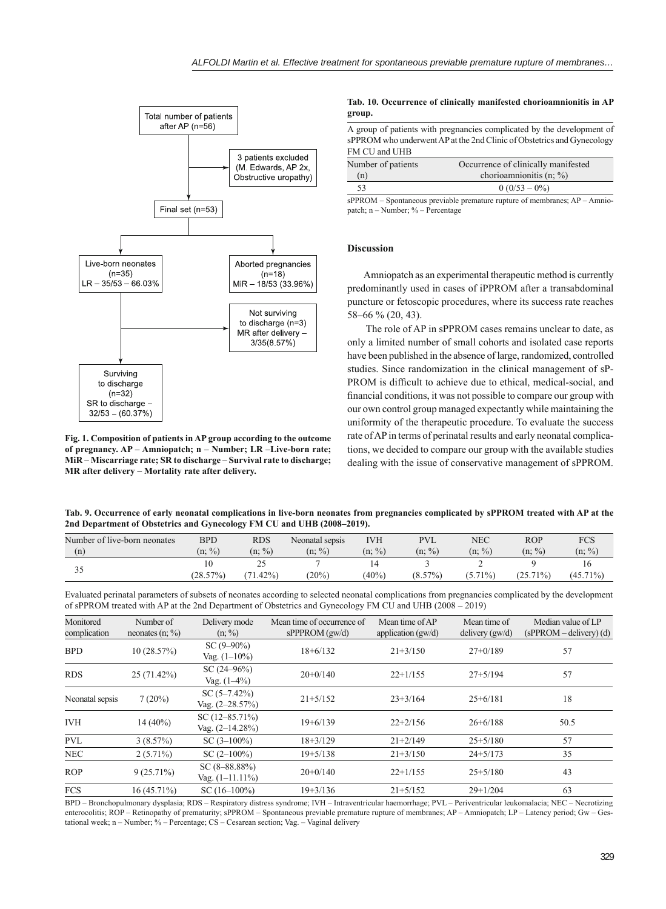Total number of patients after AP (n=56)

3 patients excluded (M. Edwards, AP 2x, Obstructive uropathy)

Final set (n=53)

Live-born neonates (n=35) LR – 35/53 – 66.03%

Aborted pregnancies (n=18) MiR – 18/53 (33.96%)

Not surviving to discharge (n=3) MR after delivery – 3/35(8.57%)

Surviving to discharge (n=32) SR to discharge – 32/53 – (60.37%)

**Fig. 1. Composition of patients in AP group according to the outcome of pregnancy. AP – Amniopatch; n – Number; LR –Live-born rate; MiR – Miscarriage rate; SR to discharge – Survival rate to discharge; MR after delivery – Mortality rate after delivery.**

**Tab. 10. Occurrence of clinically manifested chorioamnionitis in AP group.**

| A group of patients with pregnancies complicated by the development of sPPROM who underwent AP at the 2nd Clinic of Obstetrics and Gynecology FM CU and UHB | |
|---|---|
| Number of patients (n) | Occurrence of clinically manifested chorioamnionitis (n; %) |
| 53 | 0 (0/53 – 0%) |

sPPROM – Spontaneous previable premature rupture of membranes; AP – Amniopatch; n – Number; % – Percentage

## Discussion

Amniopatch as an experimental therapeutic method is currently predominantly used in cases of iPPROM after a transabdominal puncture or fetoscopic procedures, where its success rate reaches 58–66 % (20, 43).

The role of AP in sPPROM cases remains unclear to date, as only a limited number of small cohorts and isolated case reports have been published in the absence of large, randomized, controlled studies. Since randomization in the clinical management of sPPROM is difficult to achieve due to ethical, medical-social, and financial conditions, it was not possible to compare our group with our own control group managed expectantly while maintaining the uniformity of the therapeutic procedure. To evaluate the success rate of AP in terms of perinatal results and early neonatal complications, we decided to compare our group with the available studies dealing with the issue of conservative management of sPPROM.

**Tab. 9. Occurrence of early neonatal complications in live-born neonates from pregnancies complicated by sPPROM treated with AP at the 2nd Department of Obstetrics and Gynecology FM CU and UHB (2008–2019).**

| Number of live-born neonates (n) | BPD (n; %) | RDS (n; %) | Neonatal sepsis (n; %) | IVH (n; %) | PVL (n; %) | NEC (n; %) | ROP (n; %) | FCS (n; %) |
|---|---|---|---|---|---|---|---|---|
| 35 | 10 (28.57%) | 25 (71.42%) | 7 (20%) | 14 (40%) | 3 (8.57%) | 2 (5.71%) | 9 (25.71%) | 16 (45.71%) |

Evaluated perinatal parameters of subsets of neonates according to selected neonatal complications from pregnancies complicated by the development of sPPROM treated with AP at the 2nd Department of Obstetrics and Gynecology FM CU and UHB (2008 – 2019)

| Monitored complication | Number of neonates (n; %) | Delivery mode (n; %) | Mean time of occurrence of sPPPROM (gw/d) | Mean time of AP application (gw/d) | Mean time of delivery (gw/d) | Median value of LP (sPPROM – delivery) (d) |
|---|---|---|---|---|---|---|
| BPD | 10 (28.57%) | SC (9–90%) Vag. (1–10%) | 18+6/132 | 21+3/150 | 27+0/189 | 57 |
| RDS | 25 (71.42%) | SC (24–96%) Vag. (1–4%) | 20+0/140 | 22+1/155 | 27+5/194 | 57 |
| Neonatal sepsis | 7 (20%) | SC (5–7.42%) Vag. (2–28.57%) | 21+5/152 | 23+3/164 | 25+6/181 | 18 |
| IVH | 14 (40%) | SC (12–85.71%) Vag. (2–14.28%) | 19+6/139 | 22+2/156 | 26+6/188 | 50.5 |
| PVL | 3 (8.57%) | SC (3–100%) | 18+3/129 | 21+2/149 | 25+5/180 | 57 |
| NEC | 2 (5.71%) | SC (2–100%) | 19+5/138 | 21+3/150 | 24+5/173 | 35 |
| ROP | 9 (25.71%) | SC (8–88.88%) Vag. (1–11.11%) | 20+0/140 | 22+1/155 | 25+5/180 | 43 |
| FCS | 16 (45.71%) | SC (16–100%) | 19+3/136 | 21+5/152 | 29+1/204 | 63 |

BPD – Bronchopulmonary dysplasia; RDS – Respiratory distress syndrome; IVH – Intraventricular haemorrhage; PVL – Periventricular leukomalacia; NEC – Necrotizing enterocolitis; ROP – Retinopathy of prematurity; sPPROM – Spontaneous previable premature rupture of membranes; AP – Amniopatch; LP – Latency period; Gw – Gestational week; n – Number; % – Percentage; CS – Cesarean section; Vag. – Vaginal delivery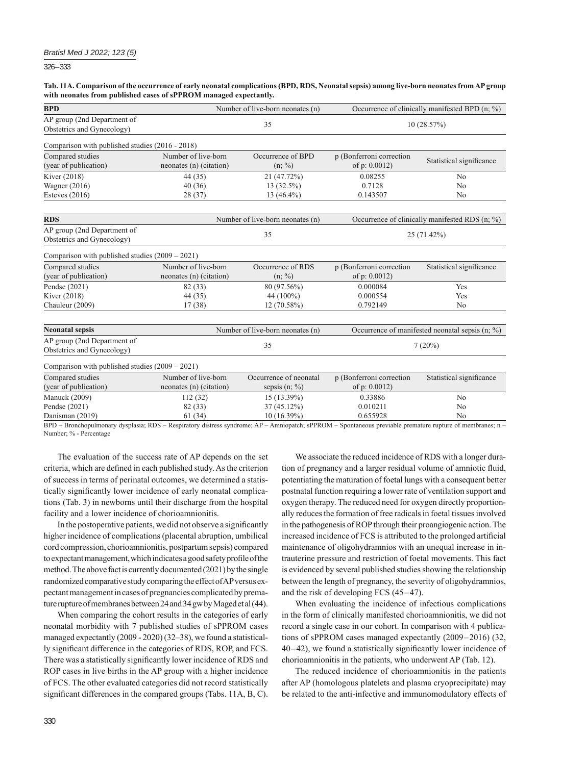**Tab. 11A. Comparison of the occurrence of early neonatal complications (BPD, RDS, Neonatal sepsis) among live-born neonates from AP group with neonates from published cases of sPPROM managed expectantly.**

| **BPD** | | Number of live-born neonates (n) | Occurrence of clinically manifested BPD (n; %) | |
|---|---|---|---|---|
| AP group (2nd Department of Obstetrics and Gynecology) | | 35 | 10 (28.57%) | |
| Comparison with published studies (2016 - 2018) | | | | |
| Compared studies (year of publication) | Number of live-born neonates (n) (citation) | Occurrence of BPD (n; %) | p (Bonferroni correction of p: 0.0012) | Statistical significance |
| Kiver (2018) | 44 (35) | 21 (47.72%) | 0.08255 | No |
| Wagner (2016) | 40 (36) | 13 (32.5%) | 0.7128 | No |
| Esteves (2016) | 28 (37) | 13 (46.4%) | 0.143507 | No |

| **RDS** | | Number of live-born neonates (n) | Occurrence of clinically manifested RDS (n; %) | |
|---|---|---|---|---|
| AP group (2nd Department of Obstetrics and Gynecology) | | 35 | 25 (71.42%) | |
| Comparison with published studies (2009 – 2021) | | | | |
| Compared studies (year of publication) | Number of live-born neonates (n) (citation) | Occurrence of RDS (n; %) | p (Bonferroni correction of p: 0.0012) | Statistical significance |
| Pendse (2021) | 82 (33) | 80 (97.56%) | 0.000084 | Yes |
| Kiver (2018) | 44 (35) | 44 (100%) | 0.000554 | Yes |
| Chauleur (2009) | 17 (38) | 12 (70.58%) | 0.792149 | No |

| **Neonatal sepsis** | | Number of live-born neonates (n) | Occurrence of manifested neonatal sepsis (n; %) | |
|---|---|---|---|---|
| AP group (2nd Department of Obstetrics and Gynecology) | | 35 | 7 (20%) | |
| Comparison with published studies (2009 – 2021) | | | | |
| Compared studies (year of publication) | Number of live-born neonates (n) (citation) | Occurrence of neonatal sepsis (n; %) | p (Bonferroni correction of p: 0.0012) | Statistical significance |
| Manuck (2009) | 112 (32) | 15 (13.39%) | 0.33886 | No |
| Pendse (2021) | 82 (33) | 37 (45.12%) | 0.010211 | No |
| Danisman (2019) | 61 (34) | 10 (16.39%) | 0.655928 | No |

BPD – Bronchopulmonary dysplasia; RDS – Respiratory distress syndrome; AP – Amniopatch; sPPROM – Spontaneous previable premature rupture of membranes; n – Number; % - Percentage

The evaluation of the success rate of AP depends on the set criteria, which are defined in each published study. As the criterion of success in terms of perinatal outcomes, we determined a statistically significant lower incidence of early neonatal complications (Tab. 3) in newborns until their discharge from the hospital facility and a lower incidence of chorioamnionitis.

In the postoperative patients, we did not observe a significantly higher incidence of complications (placental abruption, umbilical cord compression, chorioamnionitis, postpartum sepsis) compared to expectant management, which indicates a good safety profile of the method. The above fact is currently documented (2021) by the single randomized comparative study comparing the effect of AP versus expectant management in cases of pregnancies complicated by premature rupture of membranes between 24 and 34 gw by Maged et al (44).

When comparing the cohort results in the categories of early neonatal morbidity with 7 published studies of sPPROM cases managed expectantly (2009 - 2020) (32–38), we found a statistically significant difference in the categories of RDS, ROP, and FCS. There was a statistically significantly lower incidence of RDS and ROP cases in live births in the AP group with a higher incidence of FCS. The other evaluated categories did not record statistically significant differences in the compared groups (Tabs. 11A, B, C).

We associate the reduced incidence of RDS with a longer duration of pregnancy and a larger residual volume of amniotic fluid, potentiating the maturation of foetal lungs with a consequent better postnatal function requiring a lower rate of ventilation support and oxygen therapy. The reduced need for oxygen directly proportionally reduces the formation of free radicals in foetal tissues involved in the pathogenesis of ROP through their proangiogenic action. The increased incidence of FCS is attributed to the prolonged artificial maintenance of oligohydramnios with an unequal increase in intrauterine pressure and restriction of foetal movements. This fact is evidenced by several published studies showing the relationship between the length of pregnancy, the severity of oligohydramnios, and the risk of developing FCS (45–47).

When evaluating the incidence of infectious complications in the form of clinically manifested chorioamnionitis, we did not record a single case in our cohort. In comparison with 4 publications of sPPROM cases managed expectantly (2009–2016) (32, 40–42), we found a statistically significant lower incidence of chorioamnionitis in the patients, who underwent AP (Tab. 12).

The reduced incidence of chorioamnionitis in the patients after AP (homologous platelets and plasma cryoprecipitate) may be related to the anti-infective and immunomodulatory effects of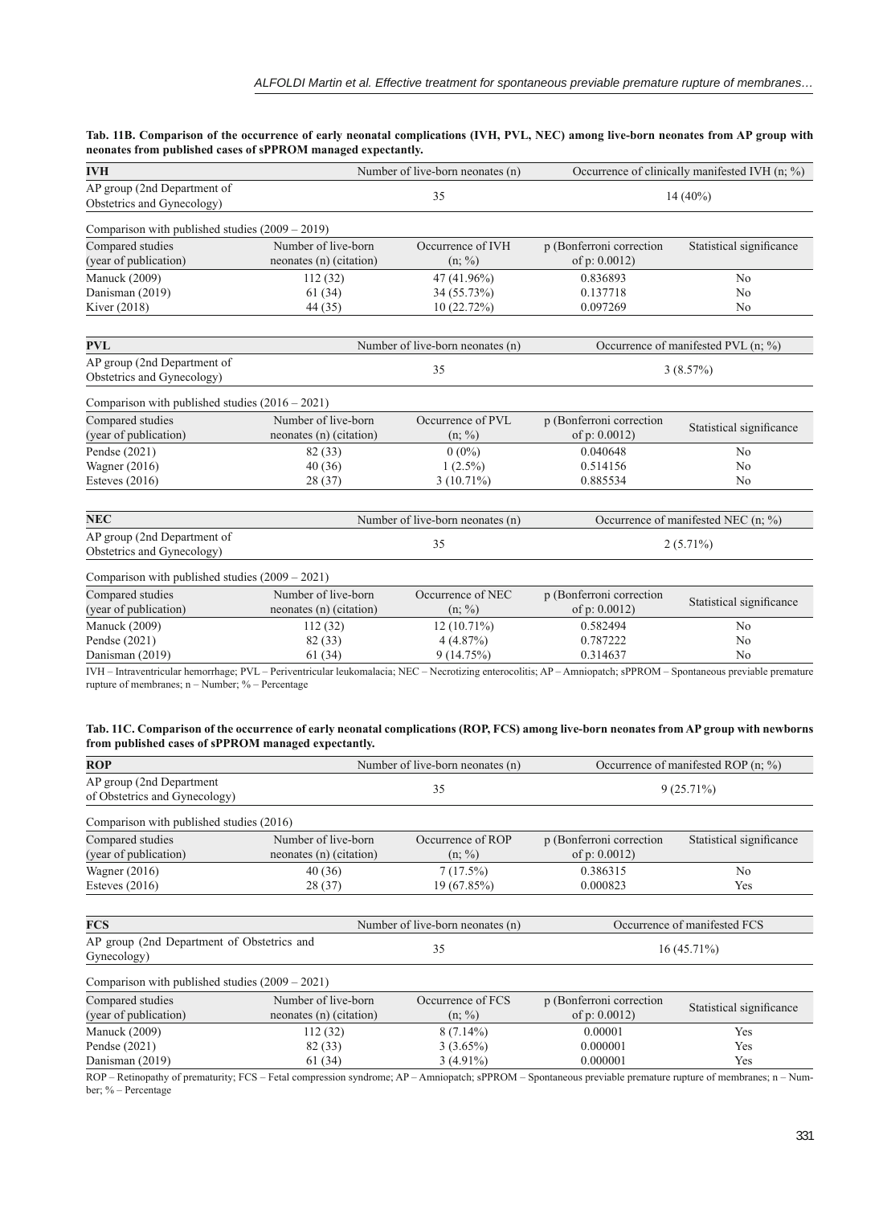**Tab. 11B. Comparison of the occurrence of early neonatal complications (IVH, PVL, NEC) among live-born neonates from AP group with neonates from published cases of sPPROM managed expectantly.**

| **IVH** | | Number of live-born neonates (n) | Occurrence of clinically manifested IVH (n; %) | |
|---|---|---|---|---|
| AP group (2nd Department of Obstetrics and Gynecology) | | 35 | 14 (40%) | |
| Comparison with published studies (2009 – 2019) | | | | |
| Compared studies (year of publication) | Number of live-born neonates (n) (citation) | Occurrence of IVH (n; %) | p (Bonferroni correction of p: 0.0012) | Statistical significance |
| Manuck (2009) | 112 (32) | 47 (41.96%) | 0.836893 | No |
| Danisman (2019) | 61 (34) | 34 (55.73%) | 0.137718 | No |
| Kiver (2018) | 44 (35) | 10 (22.72%) | 0.097269 | No |

| **PVL** | | Number of live-born neonates (n) | Occurrence of manifested PVL (n; %) | |
|---|---|---|---|---|
| AP group (2nd Department of Obstetrics and Gynecology) | | 35 | 3 (8.57%) | |
| Comparison with published studies (2016 – 2021) | | | | |
| Compared studies (year of publication) | Number of live-born neonates (n) (citation) | Occurrence of PVL (n; %) | p (Bonferroni correction of p: 0.0012) | Statistical significance |
| Pendse (2021) | 82 (33) | 0 (0%) | 0.040648 | No |
| Wagner (2016) | 40 (36) | 1 (2.5%) | 0.514156 | No |
| Esteves (2016) | 28 (37) | 3 (10.71%) | 0.885534 | No |

| **NEC** | | Number of live-born neonates (n) | Occurrence of manifested NEC (n; %) | |
|---|---|---|---|---|
| AP group (2nd Department of Obstetrics and Gynecology) | | 35 | 2 (5.71%) | |
| Comparison with published studies (2009 – 2021) | | | | |
| Compared studies (year of publication) | Number of live-born neonates (n) (citation) | Occurrence of NEC (n; %) | p (Bonferroni correction of p: 0.0012) | Statistical significance |
| Manuck (2009) | 112 (32) | 12 (10.71%) | 0.582494 | No |
| Pendse (2021) | 82 (33) | 4 (4.87%) | 0.787222 | No |
| Danisman (2019) | 61 (34) | 9 (14.75%) | 0.314637 | No |

IVH – Intraventricular hemorrhage; PVL – Periventricular leukomalacia; NEC – Necrotizing enterocolitis; AP – Amniopatch; sPPROM – Spontaneous previable premature rupture of membranes; n – Number; % – Percentage

**Tab. 11C. Comparison of the occurrence of early neonatal complications (ROP, FCS) among live-born neonates from AP group with newborns from published cases of sPPROM managed expectantly.**

| **ROP** | | Number of live-born neonates (n) | Occurrence of manifested ROP (n; %) | |
|---|---|---|---|---|
| AP group (2nd Department of Obstetrics and Gynecology) | | 35 | 9 (25.71%) | |
| Comparison with published studies (2016) | | | | |
| Compared studies (year of publication) | Number of live-born neonates (n) (citation) | Occurrence of ROP (n; %) | p (Bonferroni correction of p: 0.0012) | Statistical significance |
| Wagner (2016) | 40 (36) | 7 (17.5%) | 0.386315 | No |
| Esteves (2016) | 28 (37) | 19 (67.85%) | 0.000823 | Yes |

| **FCS** | | Number of live-born neonates (n) | Occurrence of manifested FCS | |
|---|---|---|---|---|
| AP group (2nd Department of Obstetrics and Gynecology) | | 35 | 16 (45.71%) | |
| Comparison with published studies (2009 – 2021) | | | | |
| Compared studies (year of publication) | Number of live-born neonates (n) (citation) | Occurrence of FCS (n; %) | p (Bonferroni correction of p: 0.0012) | Statistical significance |
| Manuck (2009) | 112 (32) | 8 (7.14%) | 0.00001 | Yes |
| Pendse (2021) | 82 (33) | 3 (3.65%) | 0.000001 | Yes |
| Danisman (2019) | 61 (34) | 3 (4.91%) | 0.000001 | Yes |

ROP – Retinopathy of prematurity; FCS – Fetal compression syndrome; AP – Amniopatch; sPPROM – Spontaneous previable premature rupture of membranes; n – Number; % – Percentage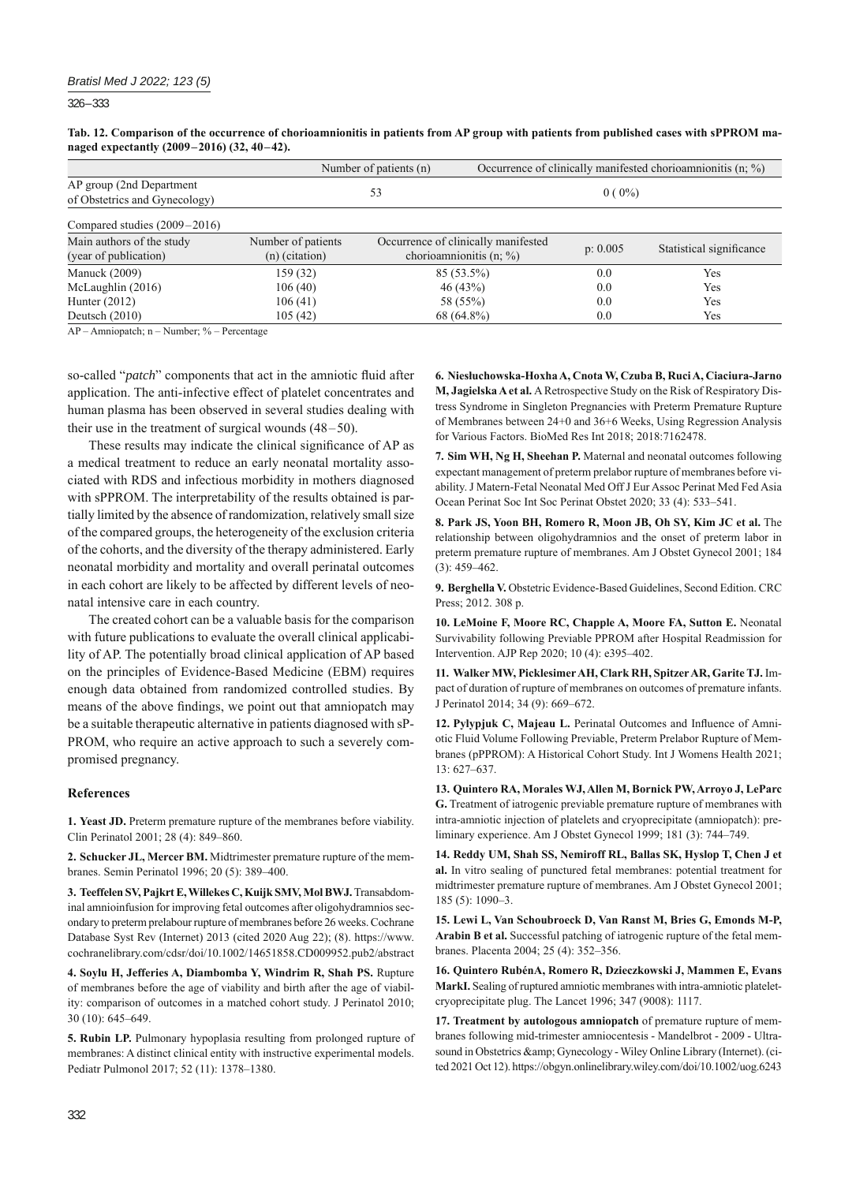**Tab. 12. Comparison of the occurrence of chorioamnionitis in patients from AP group with patients from published cases with sPPROM managed expectantly (2009–2016) (32, 40–42).**

| | Number of patients (n) | | Occurrence of clinically manifested chorioamnionitis (n; %) | |
|---|---|---|---|---|
| AP group (2nd Department of Obstetrics and Gynecology) | 53 | | 0 ( 0%) | |
| Compared studies (2009–2016) | | | | |
| Main authors of the study (year of publication) | Number of patients (n) (citation) | Occurrence of clinically manifested chorioamnionitis (n; %) | p: 0.005 | Statistical significance |
| Manuck (2009) | 159 (32) | 85 (53.5%) | 0.0 | Yes |
| McLaughlin (2016) | 106 (40) | 46 (43%) | 0.0 | Yes |
| Hunter (2012) | 106 (41) | 58 (55%) | 0.0 | Yes |
| Deutsch (2010) | 105 (42) | 68 (64.8%) | 0.0 | Yes |

AP – Amniopatch; n – Number; % – Percentage

so-called "*patch*" components that act in the amniotic fluid after application. The anti-infective effect of platelet concentrates and human plasma has been observed in several studies dealing with their use in the treatment of surgical wounds (48–50).

These results may indicate the clinical significance of AP as a medical treatment to reduce an early neonatal mortality associated with RDS and infectious morbidity in mothers diagnosed with sPPROM. The interpretability of the results obtained is partially limited by the absence of randomization, relatively small size of the compared groups, the heterogeneity of the exclusion criteria of the cohorts, and the diversity of the therapy administered. Early neonatal morbidity and mortality and overall perinatal outcomes in each cohort are likely to be affected by different levels of neonatal intensive care in each country.

The created cohort can be a valuable basis for the comparison with future publications to evaluate the overall clinical applicability of AP. The potentially broad clinical application of AP based on the principles of Evidence-Based Medicine (EBM) requires enough data obtained from randomized controlled studies. By means of the above findings, we point out that amniopatch may be a suitable therapeutic alternative in patients diagnosed with sPPROM, who require an active approach to such a severely compromised pregnancy.

## References

**1. Yeast JD.** Preterm premature rupture of the membranes before viability. Clin Perinatol 2001; 28 (4): 849–860.

**2. Schucker JL, Mercer BM.** Midtrimester premature rupture of the membranes. Semin Perinatol 1996; 20 (5): 389–400.

**3. Teeffelen SV, Pajkrt E, Willekes C, Kuijk SMV, Mol BWJ.** Transabdominal amnioinfusion for improving fetal outcomes after oligohydramnios secondary to preterm prelabour rupture of membranes before 26 weeks. Cochrane Database Syst Rev (Internet) 2013 (cited 2020 Aug 22); (8). https://www.cochranelibrary.com/cdsr/doi/10.1002/14651858.CD009952.pub2/abstract

**4. Soylu H, Jefferies A, Diambomba Y, Windrim R, Shah PS.** Rupture of membranes before the age of viability and birth after the age of viability: comparison of outcomes in a matched cohort study. J Perinatol 2010; 30 (10): 645–649.

**5. Rubin LP.** Pulmonary hypoplasia resulting from prolonged rupture of membranes: A distinct clinical entity with instructive experimental models. Pediatr Pulmonol 2017; 52 (11): 1378–1380.

**6. Niesłuchowska-Hoxha A, Cnota W, Czuba B, Ruci A, Ciaciura-Jarno M, Jagielska A et al.** A Retrospective Study on the Risk of Respiratory Distress Syndrome in Singleton Pregnancies with Preterm Premature Rupture of Membranes between 24+0 and 36+6 Weeks, Using Regression Analysis for Various Factors. BioMed Res Int 2018; 2018:7162478.

**7. Sim WH, Ng H, Sheehan P.** Maternal and neonatal outcomes following expectant management of preterm prelabor rupture of membranes before viability. J Matern-Fetal Neonatal Med Off J Eur Assoc Perinat Med Fed Asia Ocean Perinat Soc Int Soc Perinat Obstet 2020; 33 (4): 533–541.

**8. Park JS, Yoon BH, Romero R, Moon JB, Oh SY, Kim JC et al.** The relationship between oligohydramnios and the onset of preterm labor in preterm premature rupture of membranes. Am J Obstet Gynecol 2001; 184 (3): 459–462.

**9. Berghella V.** Obstetric Evidence-Based Guidelines, Second Edition. CRC Press; 2012. 308 p.

**10. LeMoine F, Moore RC, Chapple A, Moore FA, Sutton E.** Neonatal Survivability following Previable PPROM after Hospital Readmission for Intervention. AJP Rep 2020; 10 (4): e395–402.

**11. Walker MW, Picklesimer AH, Clark RH, Spitzer AR, Garite TJ.** Impact of duration of rupture of membranes on outcomes of premature infants. J Perinatol 2014; 34 (9): 669–672.

**12. Pylypjuk C, Majeau L.** Perinatal Outcomes and Influence of Amniotic Fluid Volume Following Previable, Preterm Prelabor Rupture of Membranes (pPPROM): A Historical Cohort Study. Int J Womens Health 2021; 13: 627–637.

**13. Quintero RA, Morales WJ, Allen M, Bornick PW, Arroyo J, LeParc G.** Treatment of iatrogenic previable premature rupture of membranes with intra-amniotic injection of platelets and cryoprecipitate (amniopatch): preliminary experience. Am J Obstet Gynecol 1999; 181 (3): 744–749.

**14. Reddy UM, Shah SS, Nemiroff RL, Ballas SK, Hyslop T, Chen J et al.** In vitro sealing of punctured fetal membranes: potential treatment for midtrimester premature rupture of membranes. Am J Obstet Gynecol 2001; 185 (5): 1090–3.

**15. Lewi L, Van Schoubroeck D, Van Ranst M, Bries G, Emonds M-P, Arabin B et al.** Successful patching of iatrogenic rupture of the fetal membranes. Placenta 2004; 25 (4): 352–356.

**16. Quintero RubénA, Romero R, Dzieczkowski J, Mammen E, Evans MarkI.** Sealing of ruptured amniotic membranes with intra-amniotic platelet-cryoprecipitate plug. The Lancet 1996; 347 (9008): 1117.

**17. Treatment by autologous amniopatch** of premature rupture of membranes following mid-trimester amniocentesis - Mandelbrot - 2009 - Ultrasound in Obstetrics &amp; Gynecology - Wiley Online Library (Internet). (cited 2021 Oct 12). https://obgyn.onlinelibrary.wiley.com/doi/10.1002/uog.6243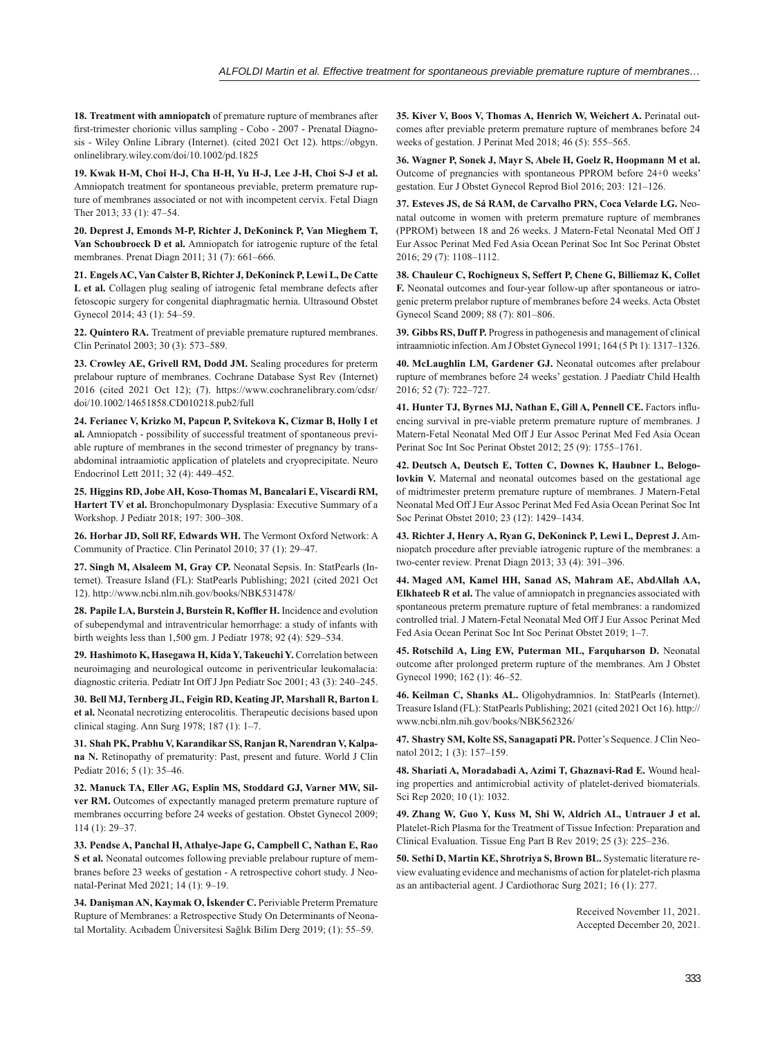**18. Treatment with amniopatch** of premature rupture of membranes after first-trimester chorionic villus sampling - Cobo - 2007 - Prenatal Diagnosis - Wiley Online Library (Internet). (cited 2021 Oct 12). https://obgyn.onlinelibrary.wiley.com/doi/10.1002/pd.1825

**19. Kwak H-M, Choi H-J, Cha H-H, Yu H-J, Lee J-H, Choi S-J et al.** Amniopatch treatment for spontaneous previable, preterm premature rupture of membranes associated or not with incompetent cervix. Fetal Diagn Ther 2013; 33 (1): 47–54.

**20. Deprest J, Emonds M-P, Richter J, DeKoninck P, Van Mieghem T, Van Schoubroeck D et al.** Amniopatch for iatrogenic rupture of the fetal membranes. Prenat Diagn 2011; 31 (7): 661–666.

**21. Engels AC, Van Calster B, Richter J, DeKoninck P, Lewi L, De Catte L et al.** Collagen plug sealing of iatrogenic fetal membrane defects after fetoscopic surgery for congenital diaphragmatic hernia. Ultrasound Obstet Gynecol 2014; 43 (1): 54–59.

**22. Quintero RA.** Treatment of previable premature ruptured membranes. Clin Perinatol 2003; 30 (3): 573–589.

**23. Crowley AE, Grivell RM, Dodd JM.** Sealing procedures for preterm prelabour rupture of membranes. Cochrane Database Syst Rev (Internet) 2016 (cited 2021 Oct 12); (7). https://www.cochranelibrary.com/cdsr/doi/10.1002/14651858.CD010218.pub2/full

**24. Ferianec V, Krizko M, Papcun P, Svitekova K, Cizmar B, Holly I et al.** Amniopatch - possibility of successful treatment of spontaneous previable rupture of membranes in the second trimester of pregnancy by transabdominal intraamiotic application of platelets and cryoprecipitate. Neuro Endocrinol Lett 2011; 32 (4): 449–452.

**25. Higgins RD, Jobe AH, Koso-Thomas M, Bancalari E, Viscardi RM, Hartert TV et al.** Bronchopulmonary Dysplasia: Executive Summary of a Workshop. J Pediatr 2018; 197: 300–308.

**26. Horbar JD, Soll RF, Edwards WH.** The Vermont Oxford Network: A Community of Practice. Clin Perinatol 2010; 37 (1): 29–47.

**27. Singh M, Alsaleem M, Gray CP.** Neonatal Sepsis. In: StatPearls (Internet). Treasure Island (FL): StatPearls Publishing; 2021 (cited 2021 Oct 12). http://www.ncbi.nlm.nih.gov/books/NBK531478/

**28. Papile LA, Burstein J, Burstein R, Koffler H.** Incidence and evolution of subependymal and intraventricular hemorrhage: a study of infants with birth weights less than 1,500 gm. J Pediatr 1978; 92 (4): 529–534.

**29. Hashimoto K, Hasegawa H, Kida Y, Takeuchi Y.** Correlation between neuroimaging and neurological outcome in periventricular leukomalacia: diagnostic criteria. Pediatr Int Off J Jpn Pediatr Soc 2001; 43 (3): 240–245.

**30. Bell MJ, Ternberg JL, Feigin RD, Keating JP, Marshall R, Barton L et al.** Neonatal necrotizing enterocolitis. Therapeutic decisions based upon clinical staging. Ann Surg 1978; 187 (1): 1–7.

**31. Shah PK, Prabhu V, Karandikar SS, Ranjan R, Narendran V, Kalpana N.** Retinopathy of prematurity: Past, present and future. World J Clin Pediatr 2016; 5 (1): 35–46.

**32. Manuck TA, Eller AG, Esplin MS, Stoddard GJ, Varner MW, Silver RM.** Outcomes of expectantly managed preterm premature rupture of membranes occurring before 24 weeks of gestation. Obstet Gynecol 2009; 114 (1): 29–37.

**33. Pendse A, Panchal H, Athalye-Jape G, Campbell C, Nathan E, Rao S et al.** Neonatal outcomes following previable prelabour rupture of membranes before 23 weeks of gestation - A retrospective cohort study. J Neonatal-Perinat Med 2021; 14 (1): 9–19.

**34. Danişman AN, Kaymak O, İskender C.** Periviable Preterm Premature Rupture of Membranes: a Retrospective Study On Determinants of Neonatal Mortality. Acıbadem Üniversitesi Sağlık Bilim Derg 2019; (1): 55–59.

**35. Kiver V, Boos V, Thomas A, Henrich W, Weichert A.** Perinatal outcomes after previable preterm premature rupture of membranes before 24 weeks of gestation. J Perinat Med 2018; 46 (5): 555–565.

**36. Wagner P, Sonek J, Mayr S, Abele H, Goelz R, Hoopmann M et al.** Outcome of pregnancies with spontaneous PPROM before 24+0 weeks' gestation. Eur J Obstet Gynecol Reprod Biol 2016; 203: 121–126.

**37. Esteves JS, de Sá RAM, de Carvalho PRN, Coca Velarde LG.** Neonatal outcome in women with preterm premature rupture of membranes (PPROM) between 18 and 26 weeks. J Matern-Fetal Neonatal Med Off J Eur Assoc Perinat Med Fed Asia Ocean Perinat Soc Int Soc Perinat Obstet 2016; 29 (7): 1108–1112.

**38. Chauleur C, Rochigneux S, Seffert P, Chene G, Billiemaz K, Collet F.** Neonatal outcomes and four-year follow-up after spontaneous or iatrogenic preterm prelabor rupture of membranes before 24 weeks. Acta Obstet Gynecol Scand 2009; 88 (7): 801–806.

**39. Gibbs RS, Duff P.** Progress in pathogenesis and management of clinical intraamniotic infection. Am J Obstet Gynecol 1991; 164 (5 Pt 1): 1317–1326.

**40. McLaughlin LM, Gardener GJ.** Neonatal outcomes after prelabour rupture of membranes before 24 weeks' gestation. J Paediatr Child Health 2016; 52 (7): 722–727.

**41. Hunter TJ, Byrnes MJ, Nathan E, Gill A, Pennell CE.** Factors influencing survival in pre-viable preterm premature rupture of membranes. J Matern-Fetal Neonatal Med Off J Eur Assoc Perinat Med Fed Asia Ocean Perinat Soc Int Soc Perinat Obstet 2012; 25 (9): 1755–1761.

**42. Deutsch A, Deutsch E, Totten C, Downes K, Haubner L, Belogolovkin V.** Maternal and neonatal outcomes based on the gestational age of midtrimester preterm premature rupture of membranes. J Matern-Fetal Neonatal Med Off J Eur Assoc Perinat Med Fed Asia Ocean Perinat Soc Int Soc Perinat Obstet 2010; 23 (12): 1429–1434.

**43. Richter J, Henry A, Ryan G, DeKoninck P, Lewi L, Deprest J.** Amniopatch procedure after previable iatrogenic rupture of the membranes: a two-center review. Prenat Diagn 2013; 33 (4): 391–396.

**44. Maged AM, Kamel HH, Sanad AS, Mahram AE, AbdAllah AA, Elkhateeb R et al.** The value of amniopatch in pregnancies associated with spontaneous preterm premature rupture of fetal membranes: a randomized controlled trial. J Matern-Fetal Neonatal Med Off J Eur Assoc Perinat Med Fed Asia Ocean Perinat Soc Int Soc Perinat Obstet 2019; 1–7.

**45. Rotschild A, Ling EW, Puterman ML, Farquharson D.** Neonatal outcome after prolonged preterm rupture of the membranes. Am J Obstet Gynecol 1990; 162 (1): 46–52.

**46. Keilman C, Shanks AL.** Oligohydramnios. In: StatPearls (Internet). Treasure Island (FL): StatPearls Publishing; 2021 (cited 2021 Oct 16). http://www.ncbi.nlm.nih.gov/books/NBK562326/

**47. Shastry SM, Kolte SS, Sanagapati PR.** Potter's Sequence. J Clin Neonatol 2012; 1 (3): 157–159.

**48. Shariati A, Moradabadi A, Azimi T, Ghaznavi-Rad E.** Wound healing properties and antimicrobial activity of platelet-derived biomaterials. Sci Rep 2020; 10 (1): 1032.

**49. Zhang W, Guo Y, Kuss M, Shi W, Aldrich AL, Untrauer J et al.** Platelet-Rich Plasma for the Treatment of Tissue Infection: Preparation and Clinical Evaluation. Tissue Eng Part B Rev 2019; 25 (3): 225–236.

**50. Sethi D, Martin KE, Shrotriya S, Brown BL.** Systematic literature review evaluating evidence and mechanisms of action for platelet-rich plasma as an antibacterial agent. J Cardiothorac Surg 2021; 16 (1): 277.

Received November 11, 2021.
Accepted December 20, 2021.